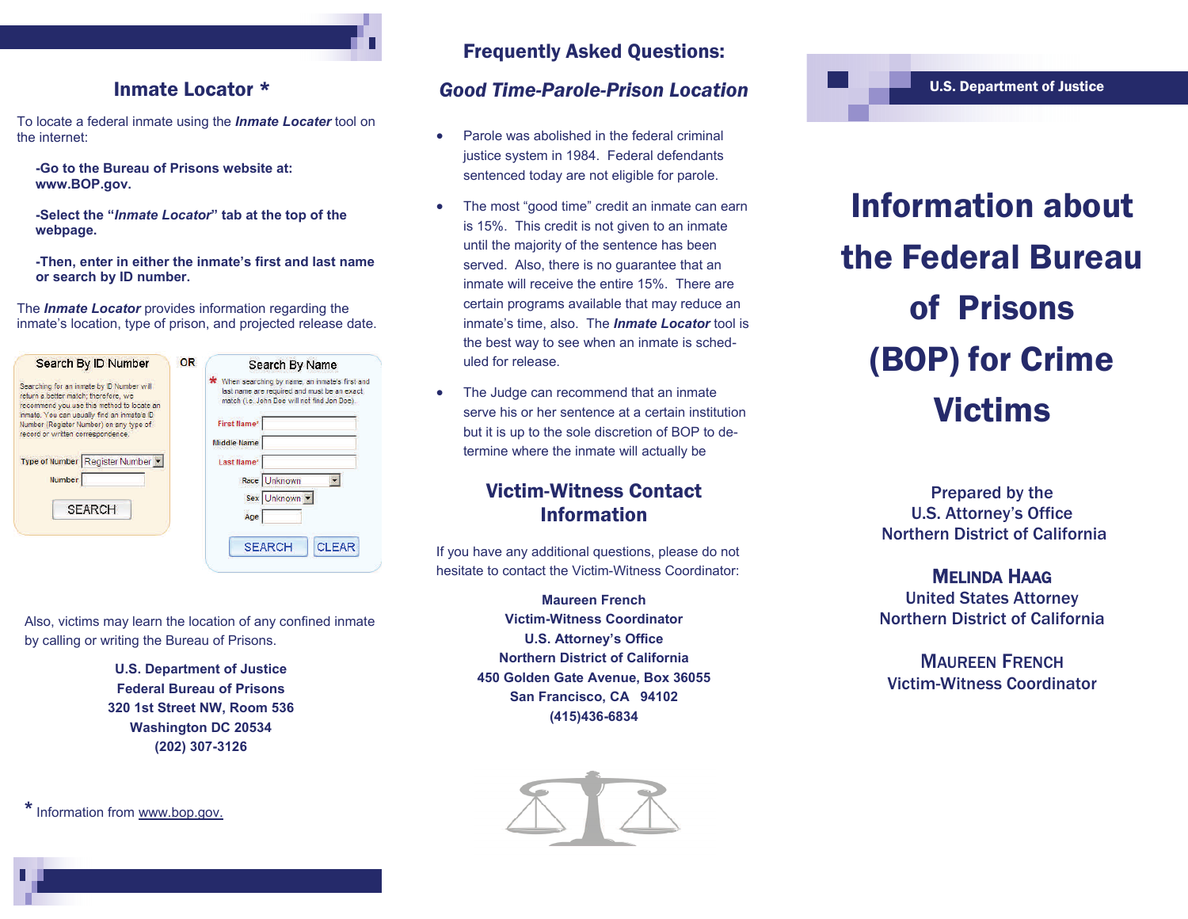## Inmate Locator *

To locate a federal inmate using the ***Inmate Locater*** tool on the internet:

**-Go to the Bureau of Prisons website at: www.BOP.gov.**

**-Select the "*Inmate Locator*" tab at the top of the webpage.**

**-Then, enter in either the inmate's first and last name or search by ID number.**

The ***Inmate Locator*** provides information regarding the inmate's location, type of prison, and projected release date.

Search By ID Number

Searching for an inmate by ID Number will return a better match; therefore, we recommend you use this method to locate an inmate. You can usually find an inmate's ID Number (Register Number) on any type of record or written correspondence.

Type of Number: Register Number
Number:
SEARCH

OR

Search By Name

* When searching by name, an inmate's first and last name are required and must be an exact match (i.e. John Doe will not find Jon Doe).

First Name*
Middle Name
Last Name*
Race: Unknown
Sex: Unknown
Age
SEARCH CLEAR

Also, victims may learn the location of any confined inmate by calling or writing the Bureau of Prisons.

**U.S. Department of Justice**
**Federal Bureau of Prisons**
**320 1st Street NW, Room 536**
**Washington DC 20534**
**(202) 307-3126**

* Information from www.bop.gov.

## Frequently Asked Questions:

### *Good Time-Parole-Prison Location*

- Parole was abolished in the federal criminal justice system in 1984. Federal defendants sentenced today are not eligible for parole.
- The most "good time" credit an inmate can earn is 15%. This credit is not given to an inmate until the majority of the sentence has been served. Also, there is no guarantee that an inmate will receive the entire 15%. There are certain programs available that may reduce an inmate's time, also. The ***Inmate Locator*** tool is the best way to see when an inmate is scheduled for release.
- The Judge can recommend that an inmate serve his or her sentence at a certain institution but it is up to the sole discretion of BOP to determine where the inmate will actually be

## Victim-Witness Contact Information

If you have any additional questions, please do not hesitate to contact the Victim-Witness Coordinator:

**Maureen French**
**Victim-Witness Coordinator**
**U.S. Attorney's Office**
**Northern District of California**
**450 Golden Gate Avenue, Box 36055**
**San Francisco, CA 94102**
**(415)436-6834**

**U.S. Department of Justice**

# Information about the Federal Bureau of Prisons (BOP) for Crime Victims

**Prepared by the**
**U.S. Attorney's Office**
**Northern District of California**

**MELINDA HAAG**
**United States Attorney**
**Northern District of California**

**MAUREEN FRENCH**
**Victim-Witness Coordinator**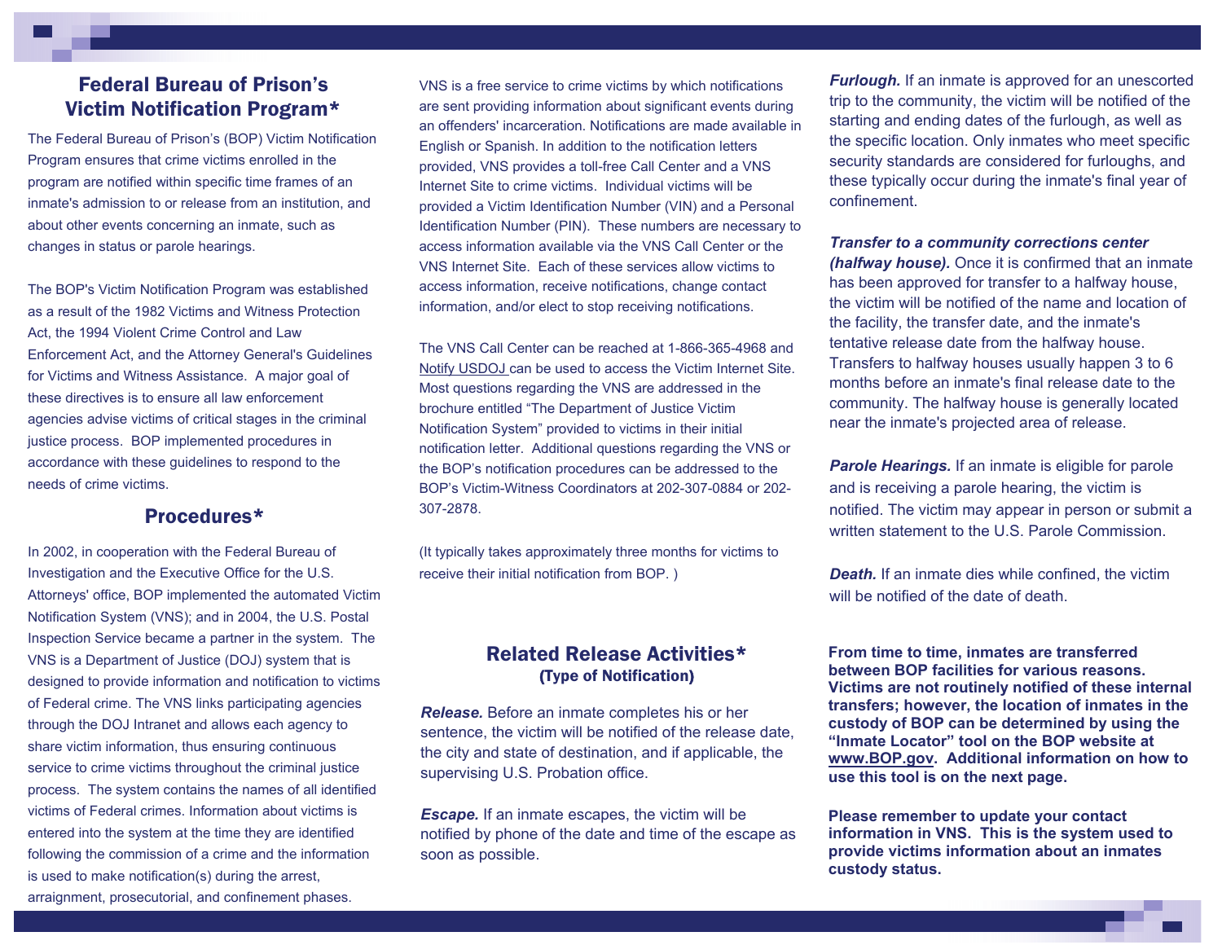## Federal Bureau of Prison's Victim Notification Program*

The Federal Bureau of Prison's (BOP) Victim Notification Program ensures that crime victims enrolled in the program are notified within specific time frames of an inmate's admission to or release from an institution, and about other events concerning an inmate, such as changes in status or parole hearings.

The BOP's Victim Notification Program was established as a result of the 1982 Victims and Witness Protection Act, the 1994 Violent Crime Control and Law Enforcement Act, and the Attorney General's Guidelines for Victims and Witness Assistance. A major goal of these directives is to ensure all law enforcement agencies advise victims of critical stages in the criminal justice process. BOP implemented procedures in accordance with these guidelines to respond to the needs of crime victims.

## Procedures*

In 2002, in cooperation with the Federal Bureau of Investigation and the Executive Office for the U.S. Attorneys' office, BOP implemented the automated Victim Notification System (VNS); and in 2004, the U.S. Postal Inspection Service became a partner in the system. The VNS is a Department of Justice (DOJ) system that is designed to provide information and notification to victims of Federal crime. The VNS links participating agencies through the DOJ Intranet and allows each agency to share victim information, thus ensuring continuous service to crime victims throughout the criminal justice process. The system contains the names of all identified victims of Federal crimes. Information about victims is entered into the system at the time they are identified following the commission of a crime and the information is used to make notification(s) during the arrest, arraignment, prosecutorial, and confinement phases.

VNS is a free service to crime victims by which notifications are sent providing information about significant events during an offenders' incarceration. Notifications are made available in English or Spanish. In addition to the notification letters provided, VNS provides a toll-free Call Center and a VNS Internet Site to crime victims. Individual victims will be provided a Victim Identification Number (VIN) and a Personal Identification Number (PIN). These numbers are necessary to access information available via the VNS Call Center or the VNS Internet Site. Each of these services allow victims to access information, receive notifications, change contact information, and/or elect to stop receiving notifications.

The VNS Call Center can be reached at 1-866-365-4968 and Notify USDOJ can be used to access the Victim Internet Site. Most questions regarding the VNS are addressed in the brochure entitled "The Department of Justice Victim Notification System" provided to victims in their initial notification letter. Additional questions regarding the VNS or the BOP's notification procedures can be addressed to the BOP's Victim-Witness Coordinators at 202-307-0884 or 202-307-2878.

(It typically takes approximately three months for victims to receive their initial notification from BOP. )

## Related Release Activities*

**(Type of Notification)**

***Release.*** Before an inmate completes his or her sentence, the victim will be notified of the release date, the city and state of destination, and if applicable, the supervising U.S. Probation office.

***Escape.*** If an inmate escapes, the victim will be notified by phone of the date and time of the escape as soon as possible.

***Furlough.*** If an inmate is approved for an unescorted trip to the community, the victim will be notified of the starting and ending dates of the furlough, as well as the specific location. Only inmates who meet specific security standards are considered for furloughs, and these typically occur during the inmate's final year of confinement.

***Transfer to a community corrections center (halfway house).*** Once it is confirmed that an inmate has been approved for transfer to a halfway house, the victim will be notified of the name and location of the facility, the transfer date, and the inmate's tentative release date from the halfway house. Transfers to halfway houses usually happen 3 to 6 months before an inmate's final release date to the community. The halfway house is generally located near the inmate's projected area of release.

***Parole Hearings.*** If an inmate is eligible for parole and is receiving a parole hearing, the victim is notified. The victim may appear in person or submit a written statement to the U.S. Parole Commission.

***Death.*** If an inmate dies while confined, the victim will be notified of the date of death.

**From time to time, inmates are transferred between BOP facilities for various reasons. Victims are not routinely notified of these internal transfers; however, the location of inmates in the custody of BOP can be determined by using the "Inmate Locator" tool on the BOP website at www.BOP.gov. Additional information on how to use this tool is on the next page.**

**Please remember to update your contact information in VNS. This is the system used to provide victims information about an inmates custody status.**